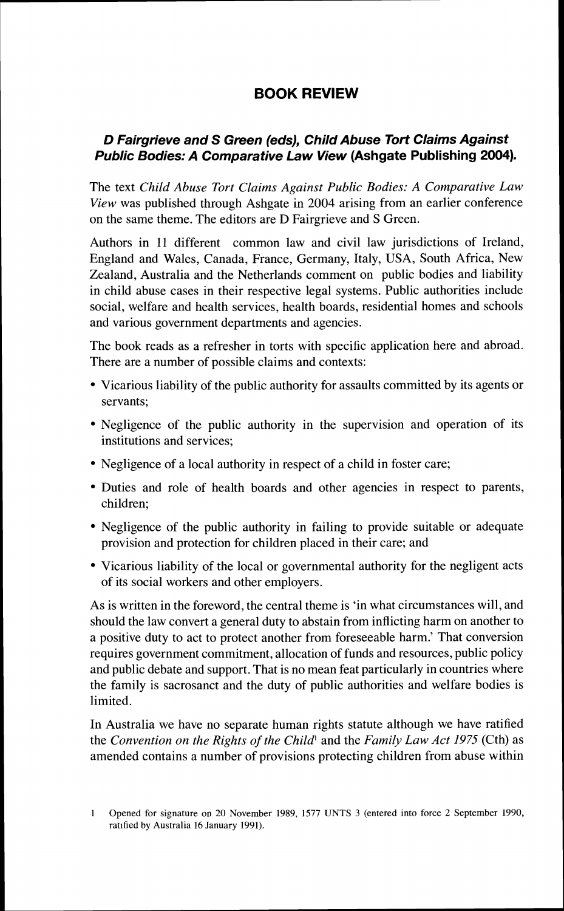# BOOK REVIEW

## *D Fairgrieve and S Green (eds), Child Abuse Tort Claims Against Public Bodies: A Comparative Law View* (Ashgate Publishing 2004).

The text *Child Abuse Tort Claims Against Public Bodies: A Comparative Law View* was published through Ashgate in 2004 arising from an earlier conference on the same theme. The editors are D Fairgrieve and S Green.

Authors in 11 different common law and civil law jurisdictions of Ireland, England and Wales, Canada, France, Germany, Italy, USA, South Africa, New Zealand, Australia and the Netherlands comment on public bodies and liability in child abuse cases in their respective legal systems. Public authorities include social, welfare and health services, health boards, residential homes and schools and various government departments and agencies.

The book reads as a refresher in torts with specific application here and abroad. There are a number of possible claims and contexts:

- Vicarious liability of the public authority for assaults committed by its agents or servants;
- Negligence of the public authority in the supervision and operation of its institutions and services;
- Negligence of a local authority in respect of a child in foster care;
- Duties and role of health boards and other agencies in respect to parents, children;
- Negligence of the public authority in failing to provide suitable or adequate provision and protection for children placed in their care; and
- Vicarious liability of the local or governmental authority for the negligent acts of its social workers and other employers.

As is written in the foreword, the central theme is 'in what circumstances will, and should the law convert a general duty to abstain from inflicting harm on another to a positive duty to act to protect another from foreseeable harm.' That conversion requires government commitment, allocation of funds and resources, public policy and public debate and support. That is no mean feat particularly in countries where the family is sacrosanct and the duty of public authorities and welfare bodies is limited.

In Australia we have no separate human rights statute although we have ratified the *Convention on the Rights of the Child*[1] and the *Family Law Act 1975* (Cth) as amended contains a number of provisions protecting children from abuse within

1 Opened for signature on 20 November 1989, 1577 UNTS 3 (entered into force 2 September 1990, ratified by Australia 16 January 1991).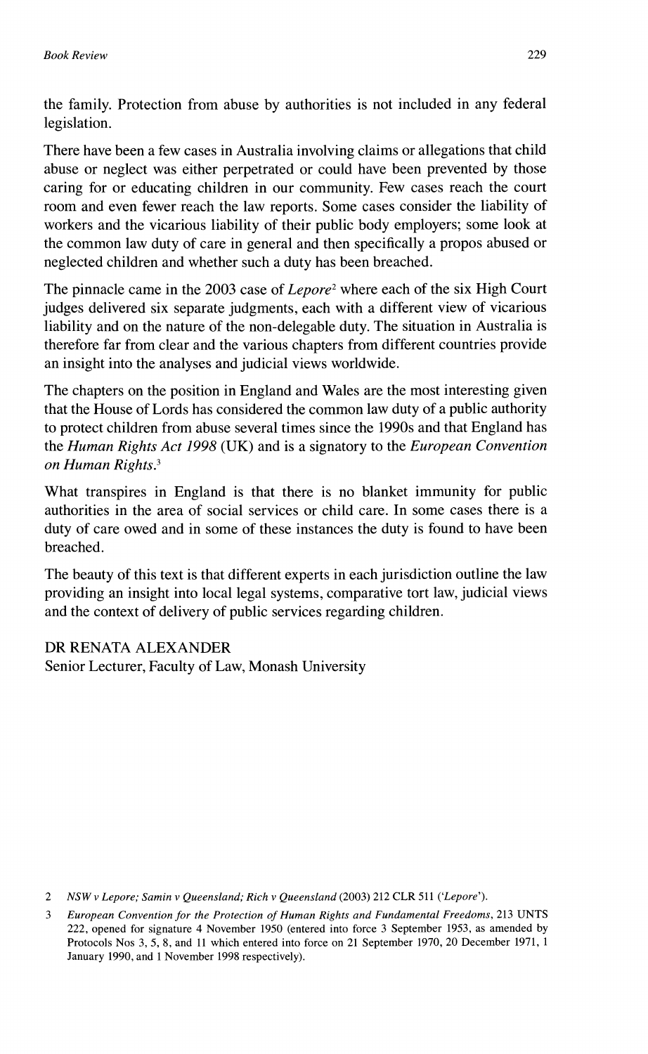the family. Protection from abuse by authorities is not included in any federal legislation.

There have been a few cases in Australia involving claims or allegations that child abuse or neglect was either perpetrated or could have been prevented by those caring for or educating children in our community. Few cases reach the court room and even fewer reach the law reports. Some cases consider the liability of workers and the vicarious liability of their public body employers; some look at the common law duty of care in general and then specifically a propos abused or neglected children and whether such a duty has been breached.

The pinnacle came in the 2003 case of *Lepore*[2] where each of the six High Court judges delivered six separate judgments, each with a different view of vicarious liability and on the nature of the non-delegable duty. The situation in Australia is therefore far from clear and the various chapters from different countries provide an insight into the analyses and judicial views worldwide.

The chapters on the position in England and Wales are the most interesting given that the House of Lords has considered the common law duty of a public authority to protect children from abuse several times since the 1990s and that England has the *Human Rights Act 1998* (UK) and is a signatory to the *European Convention on Human Rights*.[3]

What transpires in England is that there is no blanket immunity for public authorities in the area of social services or child care. In some cases there is a duty of care owed and in some of these instances the duty is found to have been breached.

The beauty of this text is that different experts in each jurisdiction outline the law providing an insight into local legal systems, comparative tort law, judicial views and the context of delivery of public services regarding children.

DR RENATA ALEXANDER
Senior Lecturer, Faculty of Law, Monash University

2 *NSW v Lepore; Samin v Queensland; Rich v Queensland* (2003) 212 CLR 511 ('*Lepore*').

3 *European Convention for the Protection of Human Rights and Fundamental Freedoms*, 213 UNTS 222, opened for signature 4 November 1950 (entered into force 3 September 1953, as amended by Protocols Nos 3, 5, 8, and 11 which entered into force on 21 September 1970, 20 December 1971, 1 January 1990, and 1 November 1998 respectively).